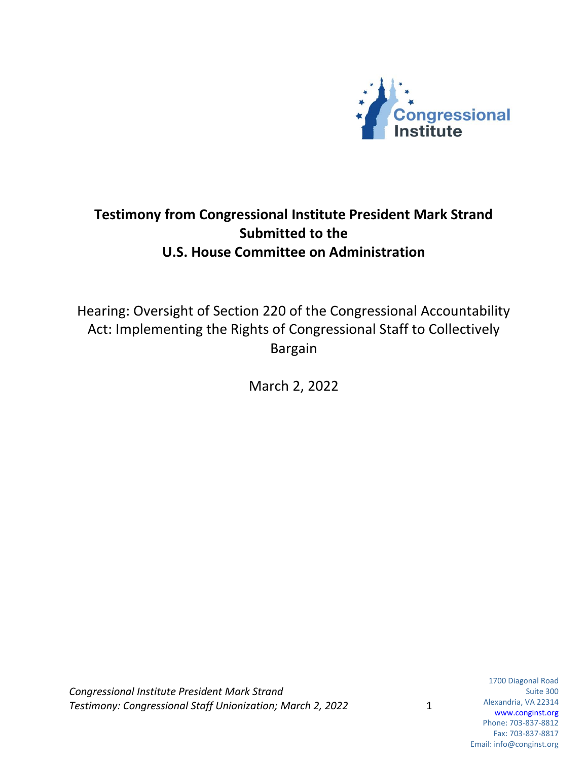Congressional Institute

# Testimony from Congressional Institute President Mark Strand Submitted to the U.S. House Committee on Administration

Hearing: Oversight of Section 220 of the Congressional Accountability Act: Implementing the Rights of Congressional Staff to Collectively Bargain

March 2, 2022

1700 Diagonal Road
Suite 300
Alexandria, VA 22314
www.conginst.org
Phone: 703-837-8812
Fax: 703-837-8817
Email: info@conginst.org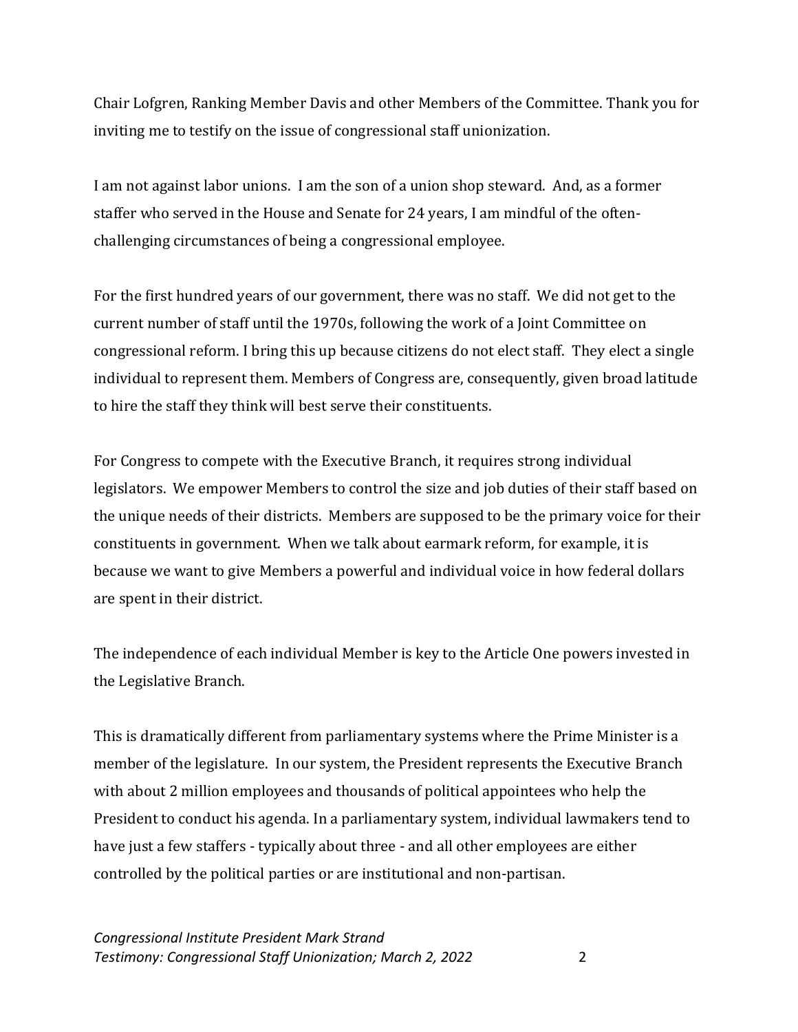Chair Lofgren, Ranking Member Davis and other Members of the Committee. Thank you for inviting me to testify on the issue of congressional staff unionization.

I am not against labor unions. I am the son of a union shop steward. And, as a former staffer who served in the House and Senate for 24 years, I am mindful of the often-challenging circumstances of being a congressional employee.

For the first hundred years of our government, there was no staff. We did not get to the current number of staff until the 1970s, following the work of a Joint Committee on congressional reform. I bring this up because citizens do not elect staff. They elect a single individual to represent them. Members of Congress are, consequently, given broad latitude to hire the staff they think will best serve their constituents.

For Congress to compete with the Executive Branch, it requires strong individual legislators. We empower Members to control the size and job duties of their staff based on the unique needs of their districts. Members are supposed to be the primary voice for their constituents in government. When we talk about earmark reform, for example, it is because we want to give Members a powerful and individual voice in how federal dollars are spent in their district.

The independence of each individual Member is key to the Article One powers invested in the Legislative Branch.

This is dramatically different from parliamentary systems where the Prime Minister is a member of the legislature. In our system, the President represents the Executive Branch with about 2 million employees and thousands of political appointees who help the President to conduct his agenda. In a parliamentary system, individual lawmakers tend to have just a few staffers - typically about three - and all other employees are either controlled by the political parties or are institutional and non-partisan.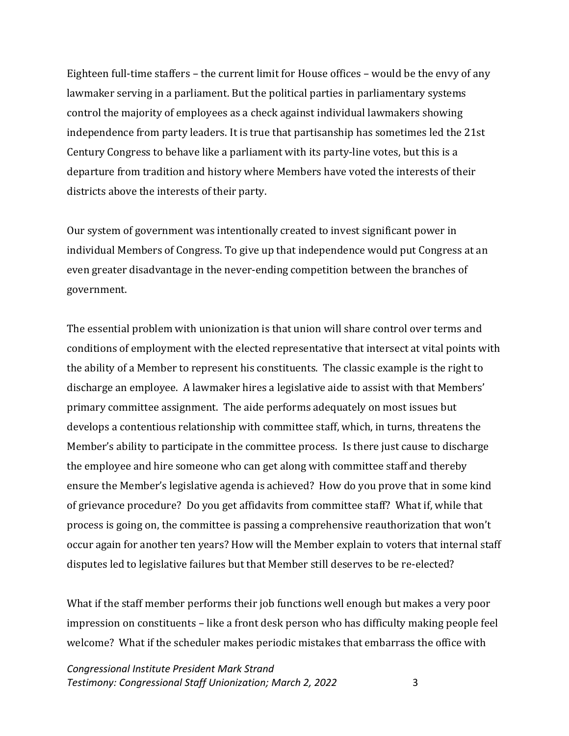Eighteen full-time staffers – the current limit for House offices – would be the envy of any lawmaker serving in a parliament. But the political parties in parliamentary systems control the majority of employees as a check against individual lawmakers showing independence from party leaders. It is true that partisanship has sometimes led the 21st Century Congress to behave like a parliament with its party-line votes, but this is a departure from tradition and history where Members have voted the interests of their districts above the interests of their party.

Our system of government was intentionally created to invest significant power in individual Members of Congress. To give up that independence would put Congress at an even greater disadvantage in the never-ending competition between the branches of government.

The essential problem with unionization is that union will share control over terms and conditions of employment with the elected representative that intersect at vital points with the ability of a Member to represent his constituents. The classic example is the right to discharge an employee. A lawmaker hires a legislative aide to assist with that Members' primary committee assignment. The aide performs adequately on most issues but develops a contentious relationship with committee staff, which, in turns, threatens the Member's ability to participate in the committee process. Is there just cause to discharge the employee and hire someone who can get along with committee staff and thereby ensure the Member's legislative agenda is achieved? How do you prove that in some kind of grievance procedure? Do you get affidavits from committee staff? What if, while that process is going on, the committee is passing a comprehensive reauthorization that won't occur again for another ten years? How will the Member explain to voters that internal staff disputes led to legislative failures but that Member still deserves to be re-elected?

What if the staff member performs their job functions well enough but makes a very poor impression on constituents – like a front desk person who has difficulty making people feel welcome? What if the scheduler makes periodic mistakes that embarrass the office with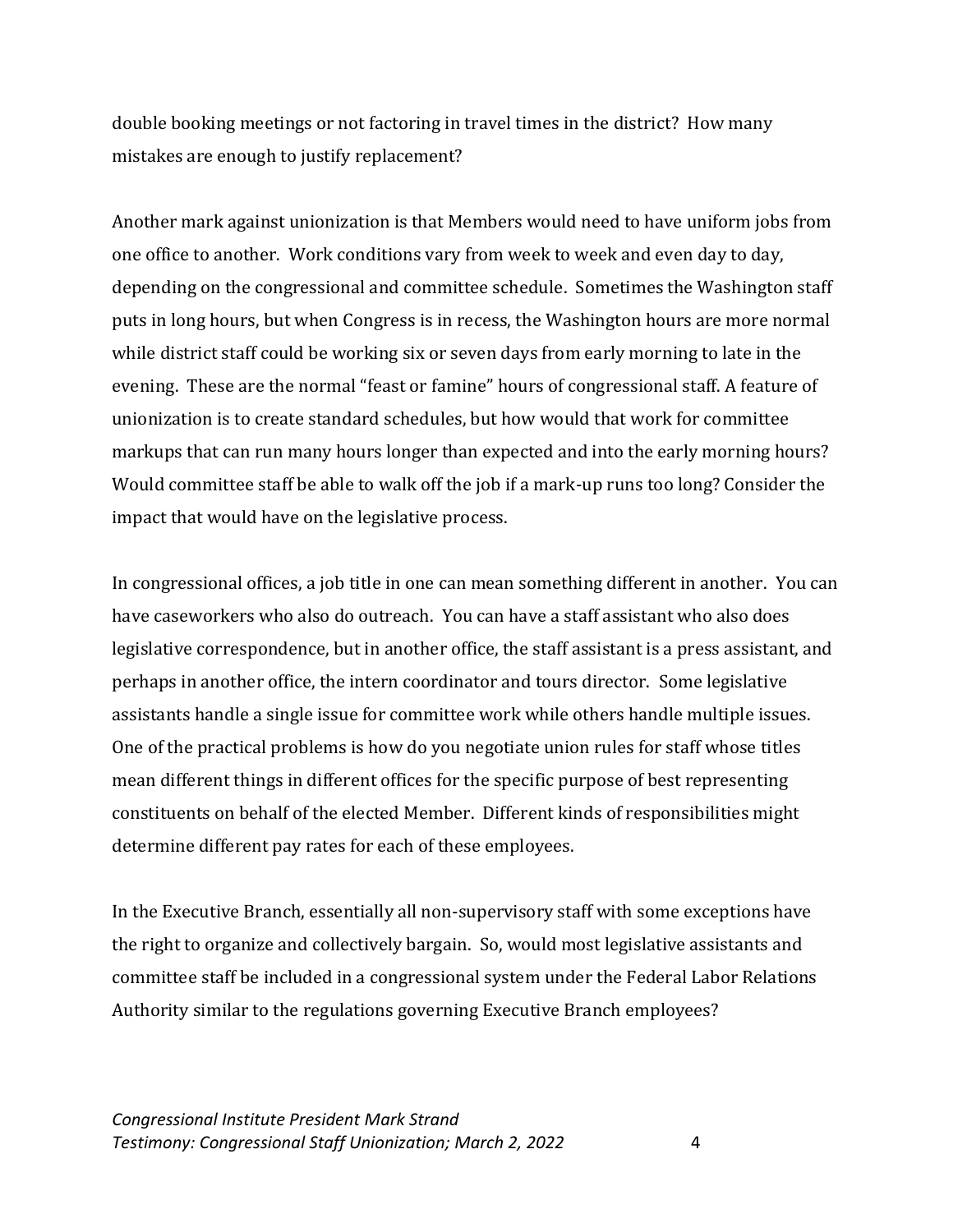double booking meetings or not factoring in travel times in the district? How many mistakes are enough to justify replacement?

Another mark against unionization is that Members would need to have uniform jobs from one office to another. Work conditions vary from week to week and even day to day, depending on the congressional and committee schedule. Sometimes the Washington staff puts in long hours, but when Congress is in recess, the Washington hours are more normal while district staff could be working six or seven days from early morning to late in the evening. These are the normal "feast or famine" hours of congressional staff. A feature of unionization is to create standard schedules, but how would that work for committee markups that can run many hours longer than expected and into the early morning hours? Would committee staff be able to walk off the job if a mark-up runs too long? Consider the impact that would have on the legislative process.

In congressional offices, a job title in one can mean something different in another. You can have caseworkers who also do outreach. You can have a staff assistant who also does legislative correspondence, but in another office, the staff assistant is a press assistant, and perhaps in another office, the intern coordinator and tours director. Some legislative assistants handle a single issue for committee work while others handle multiple issues. One of the practical problems is how do you negotiate union rules for staff whose titles mean different things in different offices for the specific purpose of best representing constituents on behalf of the elected Member. Different kinds of responsibilities might determine different pay rates for each of these employees.

In the Executive Branch, essentially all non-supervisory staff with some exceptions have the right to organize and collectively bargain. So, would most legislative assistants and committee staff be included in a congressional system under the Federal Labor Relations Authority similar to the regulations governing Executive Branch employees?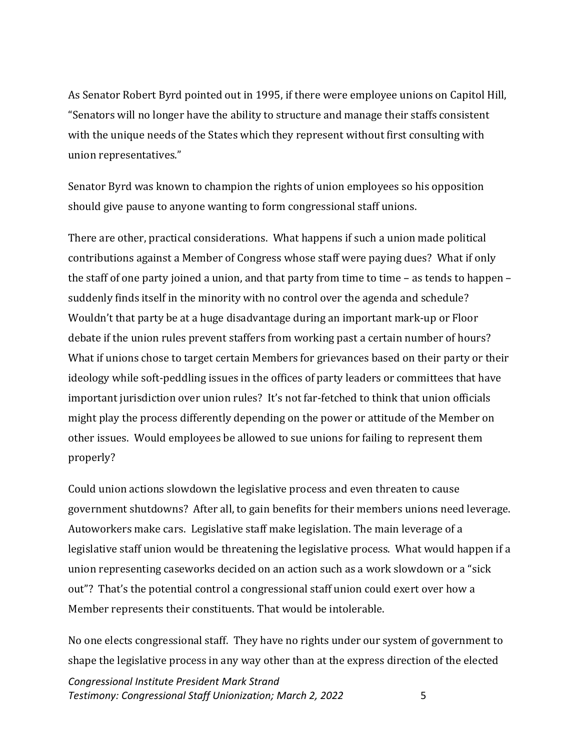As Senator Robert Byrd pointed out in 1995, if there were employee unions on Capitol Hill, "Senators will no longer have the ability to structure and manage their staffs consistent with the unique needs of the States which they represent without first consulting with union representatives."

Senator Byrd was known to champion the rights of union employees so his opposition should give pause to anyone wanting to form congressional staff unions.

There are other, practical considerations. What happens if such a union made political contributions against a Member of Congress whose staff were paying dues? What if only the staff of one party joined a union, and that party from time to time – as tends to happen – suddenly finds itself in the minority with no control over the agenda and schedule? Wouldn't that party be at a huge disadvantage during an important mark-up or Floor debate if the union rules prevent staffers from working past a certain number of hours? What if unions chose to target certain Members for grievances based on their party or their ideology while soft-peddling issues in the offices of party leaders or committees that have important jurisdiction over union rules? It's not far-fetched to think that union officials might play the process differently depending on the power or attitude of the Member on other issues. Would employees be allowed to sue unions for failing to represent them properly?

Could union actions slowdown the legislative process and even threaten to cause government shutdowns? After all, to gain benefits for their members unions need leverage. Autoworkers make cars. Legislative staff make legislation. The main leverage of a legislative staff union would be threatening the legislative process. What would happen if a union representing caseworks decided on an action such as a work slowdown or a "sick out"? That's the potential control a congressional staff union could exert over how a Member represents their constituents. That would be intolerable.

No one elects congressional staff. They have no rights under our system of government to shape the legislative process in any way other than at the express direction of the elected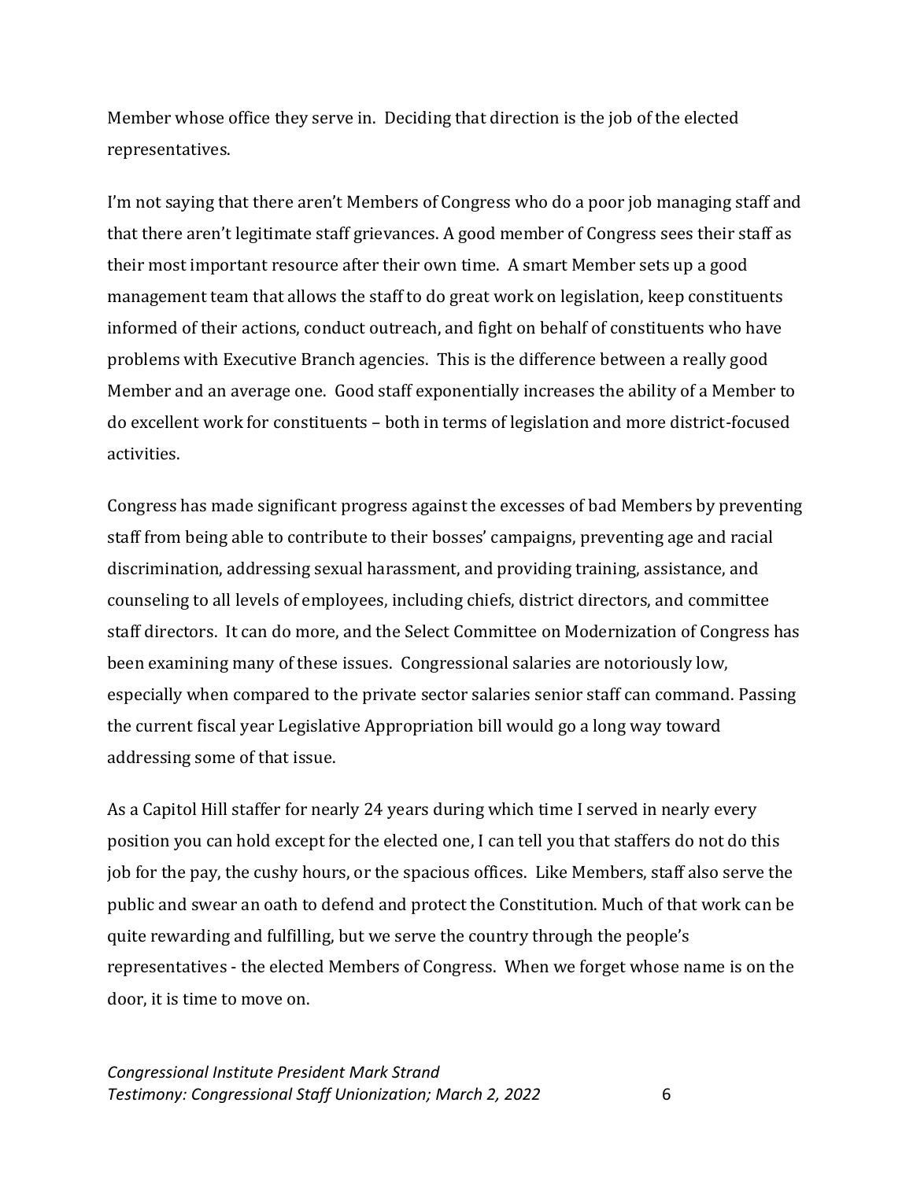Member whose office they serve in. Deciding that direction is the job of the elected representatives.

I'm not saying that there aren't Members of Congress who do a poor job managing staff and that there aren't legitimate staff grievances. A good member of Congress sees their staff as their most important resource after their own time. A smart Member sets up a good management team that allows the staff to do great work on legislation, keep constituents informed of their actions, conduct outreach, and fight on behalf of constituents who have problems with Executive Branch agencies. This is the difference between a really good Member and an average one. Good staff exponentially increases the ability of a Member to do excellent work for constituents – both in terms of legislation and more district-focused activities.

Congress has made significant progress against the excesses of bad Members by preventing staff from being able to contribute to their bosses' campaigns, preventing age and racial discrimination, addressing sexual harassment, and providing training, assistance, and counseling to all levels of employees, including chiefs, district directors, and committee staff directors. It can do more, and the Select Committee on Modernization of Congress has been examining many of these issues. Congressional salaries are notoriously low, especially when compared to the private sector salaries senior staff can command. Passing the current fiscal year Legislative Appropriation bill would go a long way toward addressing some of that issue.

As a Capitol Hill staffer for nearly 24 years during which time I served in nearly every position you can hold except for the elected one, I can tell you that staffers do not do this job for the pay, the cushy hours, or the spacious offices. Like Members, staff also serve the public and swear an oath to defend and protect the Constitution. Much of that work can be quite rewarding and fulfilling, but we serve the country through the people's representatives - the elected Members of Congress. When we forget whose name is on the door, it is time to move on.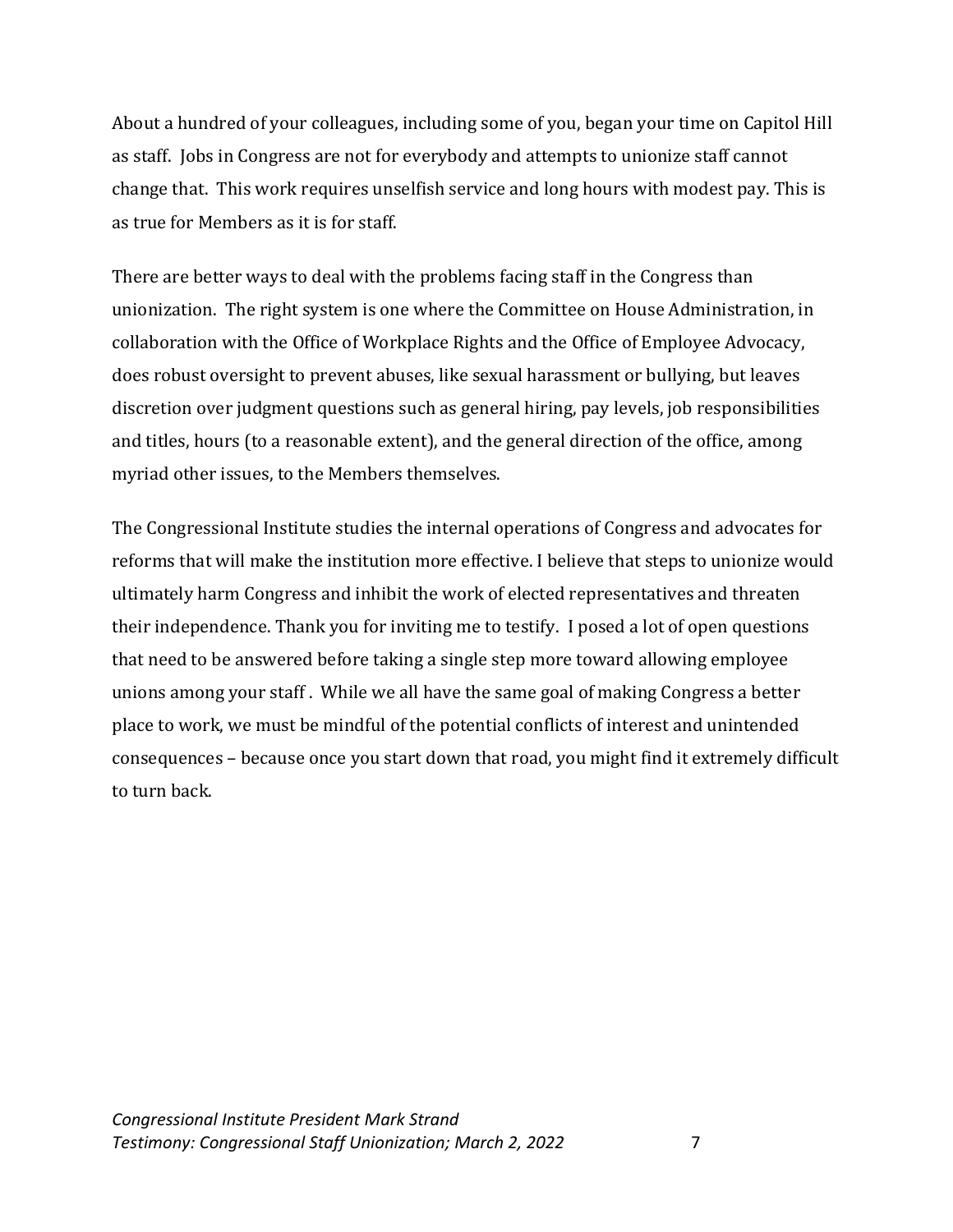About a hundred of your colleagues, including some of you, began your time on Capitol Hill as staff. Jobs in Congress are not for everybody and attempts to unionize staff cannot change that. This work requires unselfish service and long hours with modest pay. This is as true for Members as it is for staff.

There are better ways to deal with the problems facing staff in the Congress than unionization. The right system is one where the Committee on House Administration, in collaboration with the Office of Workplace Rights and the Office of Employee Advocacy, does robust oversight to prevent abuses, like sexual harassment or bullying, but leaves discretion over judgment questions such as general hiring, pay levels, job responsibilities and titles, hours (to a reasonable extent), and the general direction of the office, among myriad other issues, to the Members themselves.

The Congressional Institute studies the internal operations of Congress and advocates for reforms that will make the institution more effective. I believe that steps to unionize would ultimately harm Congress and inhibit the work of elected representatives and threaten their independence. Thank you for inviting me to testify. I posed a lot of open questions that need to be answered before taking a single step more toward allowing employee unions among your staff . While we all have the same goal of making Congress a better place to work, we must be mindful of the potential conflicts of interest and unintended consequences – because once you start down that road, you might find it extremely difficult to turn back.